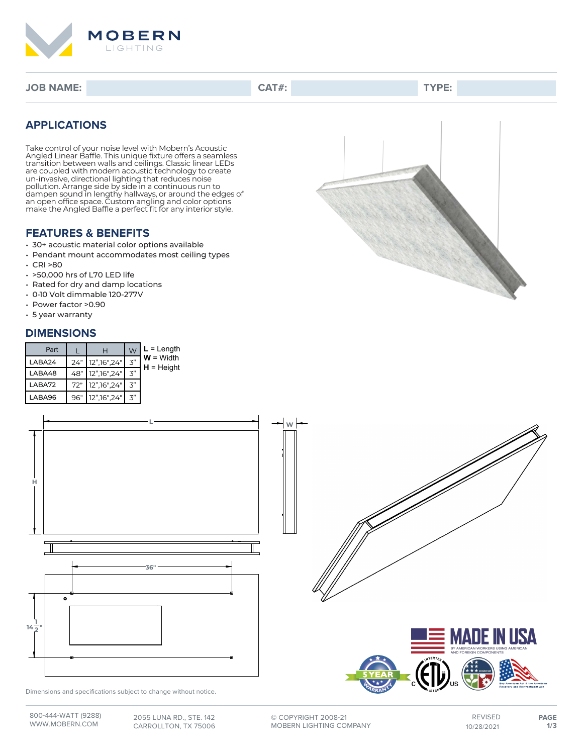MOBERN LIGHTING

**JOB NAME:** **CAT#:** **TYPE:**

## APPLICATIONS

Take control of your noise level with Mobern's Acoustic Angled Linear Baffle. This unique fixture offers a seamless transition between walls and ceilings. Classic linear LEDs are coupled with modern acoustic technology to create un-invasive, directional lighting that reduces noise pollution. Arrange side by side in a continuous run to dampen sound in lengthy hallways, or around the edges of an open office space. Custom angling and color options make the Angled Baffle a perfect fit for any interior style.

## FEATURES & BENEFITS

- 30+ acoustic material color options available
- Pendant mount accommodates most ceiling types
- CRI >80
- >50,000 hrs of L70 LED life
- Rated for dry and damp locations
- 0-10 Volt dimmable 120-277V
- Power factor >0.90
- 5 year warranty

## DIMENSIONS

| Part | L | H | W |
|---|---|---|---|
| LABA24 | 24" | 12",16",24" | 3" |
| LABA48 | 48" | 12",16",24" | 3" |
| LABA72 | 72" | 12",16",24" | 3" |
| LABA96 | 96" | 12",16",24" | 3" |

**L** = Length
**W** = Width
**H** = Height

L W H 36" 14 1/2"

MADE IN USA BY AMERICAN WORKERS USING AMERICAN AND FOREIGN COMPONENTS

5 YEAR WARRANTY

Dimensions and specifications subject to change without notice.

800-444-WATT (9288)
WWW.MOBERN.COM

2055 LUNA RD., STE. 142
CARROLLTON, TX 75006

© COPYRIGHT 2008-21
MOBERN LIGHTING COMPANY

REVISED
10/28/2021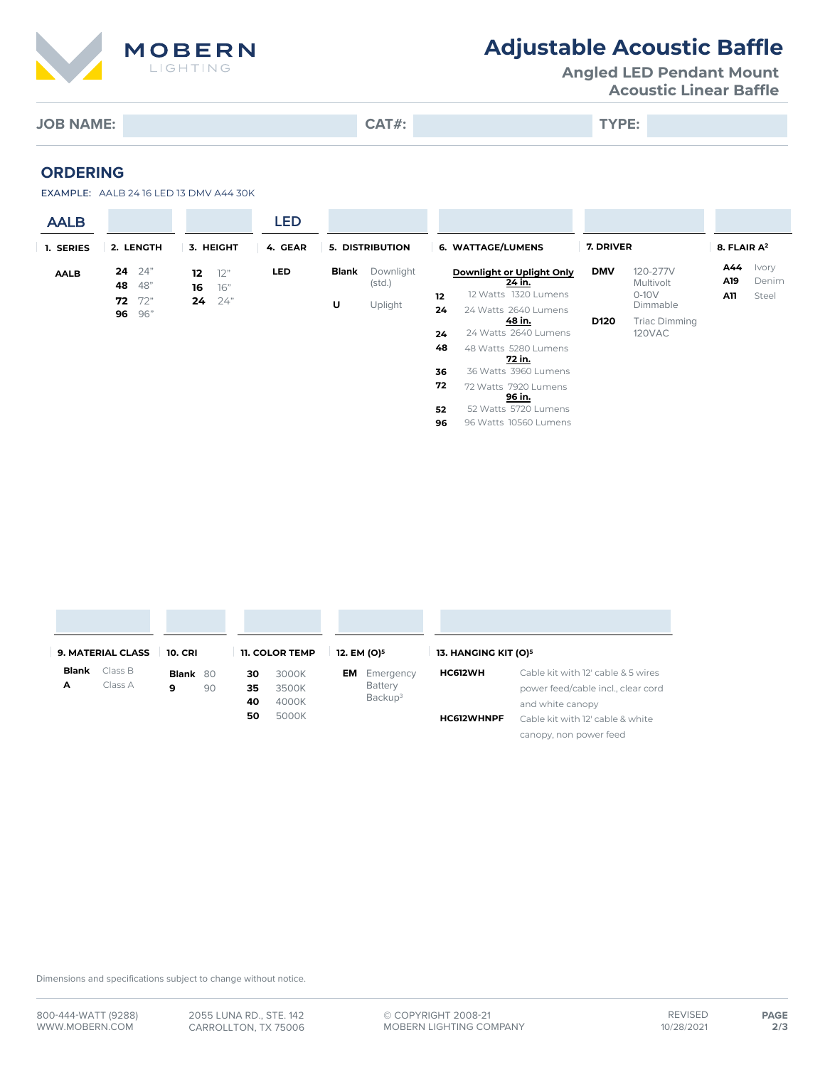# Adjustable Acoustic Baffle

**Angled LED Pendant Mount**
**Acoustic Linear Baffle**

| JOB NAME: | | CAT#: | | TYPE: | |
|---|---|---|---|---|---|

## ORDERING

EXAMPLE: AALB 24 16 LED 13 DMV A44 30K

| 1. SERIES | 2. LENGTH | 3. HEIGHT | 4. GEAR | 5. DISTRIBUTION | 6. WATTAGE/LUMENS | 7. DRIVER | 8. FLAIR A[2] |
|---|---|---|---|---|---|---|---|
| AALB | | | LED | | | | |
| **AALB** | **24** 24" | **12** 12" | **LED** | **Blank** Downlight (std.) | **Downlight or Uplight Only** | **DMV** 120-277V Multivolt 0-10V Dimmable | **A44** Ivory |
| | **48** 48" | **16** 16" | | **U** Uplight | **24 in.** | **D120** Triac Dimming 120VAC | **A19** Denim |
| | **72** 72" | **24** 24" | | | **12** 12 Watts 1320 Lumens | | **A11** Steel |
| | **96** 96" | | | | **24** 24 Watts 2640 Lumens | | |
| | | | | | **48 in.** | | |
| | | | | | **24** 24 Watts 2640 Lumens | | |
| | | | | | **48** 48 Watts 5280 Lumens | | |
| | | | | | **72 in.** | | |
| | | | | | **36** 36 Watts 3960 Lumens | | |
| | | | | | **72** 72 Watts 7920 Lumens | | |
| | | | | | **96 in.** | | |
| | | | | | **52** 52 Watts 5720 Lumens | | |
| | | | | | **96** 96 Watts 10560 Lumens | | |

| 9. MATERIAL CLASS | 10. CRI | 11. COLOR TEMP | 12. EM (O)[5] | 13. HANGING KIT (O)[5] |
|---|---|---|---|---|
| **Blank** Class B | **Blank** 80 | **30** 3000K | **EM** Emergency Battery Backup[3] | **HC612WH** Cable kit with 12' cable & 5 wires power feed/cable incl., clear cord and white canopy |
| **A** Class A | **9** 90 | **35** 3500K | | **HC612WHNPF** Cable kit with 12' cable & white canopy, non power feed |
| | | **40** 4000K | | |
| | | **50** 5000K | | |

Dimensions and specifications subject to change without notice.

800-444-WATT (9288)
WWW.MOBERN.COM

2055 LUNA RD., STE. 142
CARROLLTON, TX 75006

© COPYRIGHT 2008-21
MOBERN LIGHTING COMPANY

REVISED 10/28/2021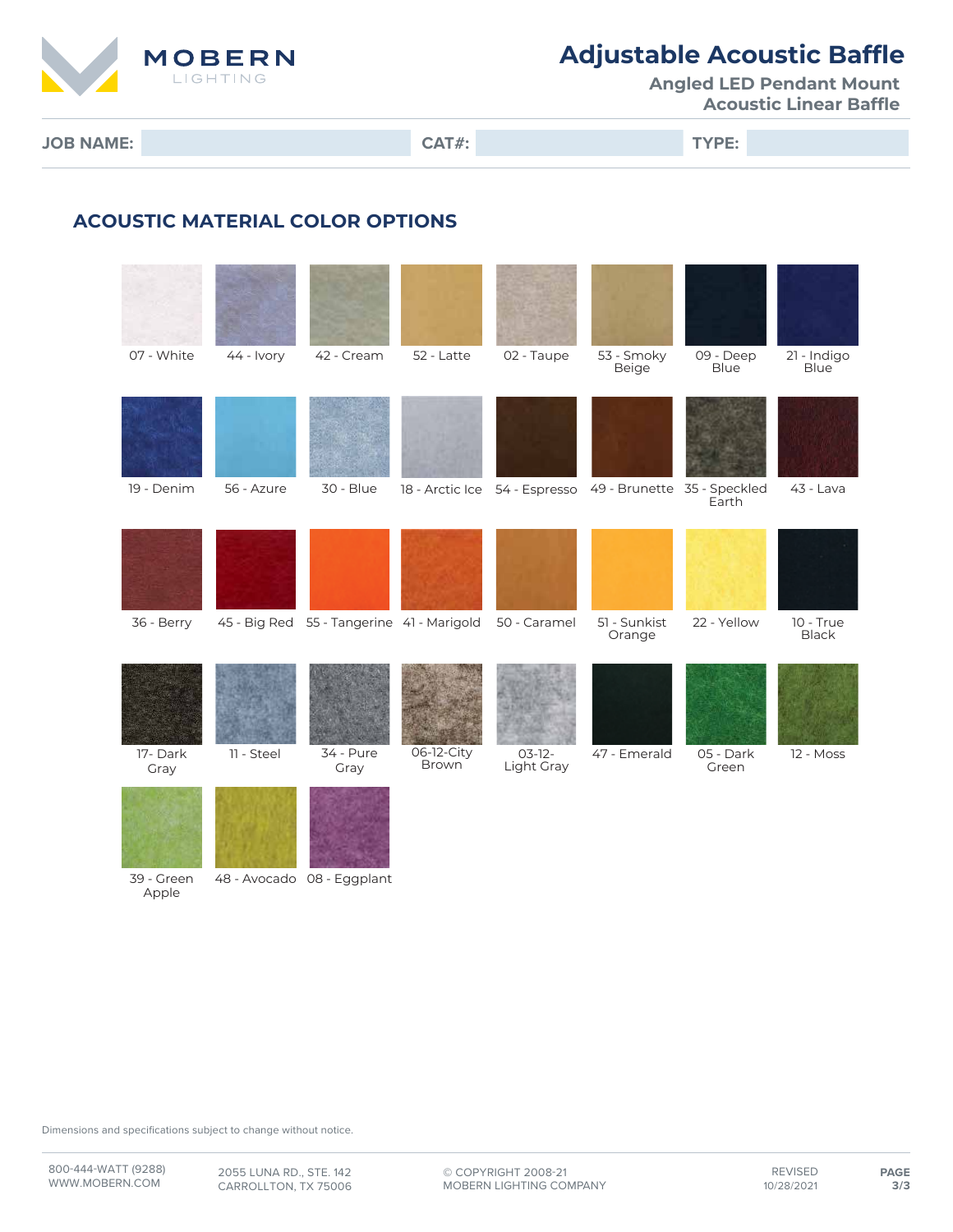MOBERN LIGHTING

# Adjustable Acoustic Baffle

**Angled LED Pendant Mount**
**Acoustic Linear Baffle**

JOB NAME: CAT#: TYPE:

## ACOUSTIC MATERIAL COLOR OPTIONS

| | | | | | | | |
|---|---|---|---|---|---|---|---|
| 07 - White | 44 - Ivory | 42 - Cream | 52 - Latte | 02 - Taupe | 53 - Smoky Beige | 09 - Deep Blue | 21 - Indigo Blue |
| 19 - Denim | 56 - Azure | 30 - Blue | 18 - Arctic Ice | 54 - Espresso | 49 - Brunette | 35 - Speckled Earth | 43 - Lava |
| 36 - Berry | 45 - Big Red | 55 - Tangerine | 41 - Marigold | 50 - Caramel | 51 - Sunkist Orange | 22 - Yellow | 10 - True Black |
| 17- Dark Gray | 11 - Steel | 34 - Pure Gray | 06-12-City Brown | 03-12-Light Gray | 47 - Emerald | 05 - Dark Green | 12 - Moss |
| 39 - Green Apple | 48 - Avocado | 08 - Eggplant | | | | | |

Dimensions and specifications subject to change without notice.

800-444-WATT (9288)
WWW.MOBERN.COM

2055 LUNA RD., STE. 142
CARROLLTON, TX 75006

© COPYRIGHT 2008-21
MOBERN LIGHTING COMPANY

REVISED
10/28/2021